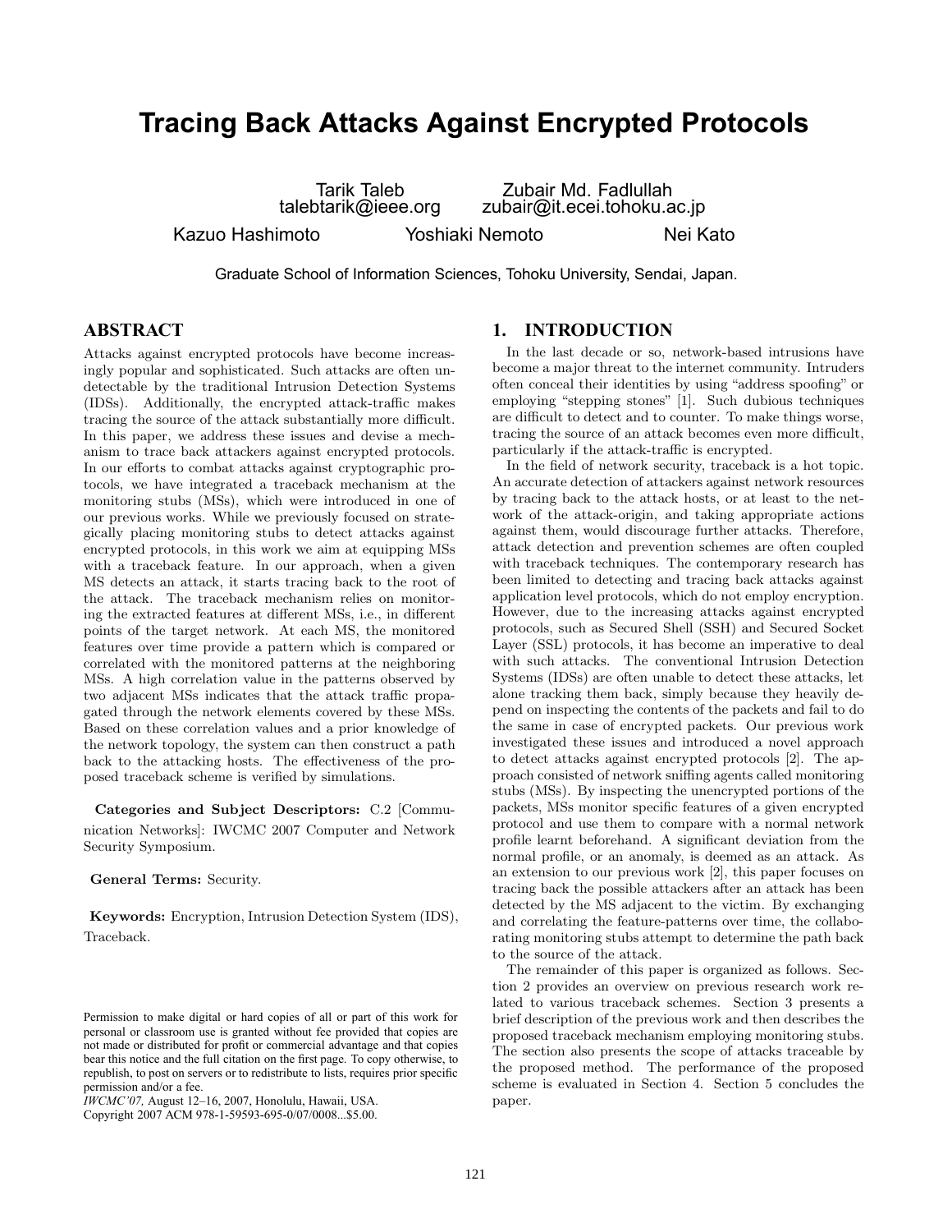# Tracing Back Attacks Against Encrypted Protocols

Tarik Taleb
talebtarik@ieee.org

Zubair Md. Fadlullah
zubair@it.ecei.tohoku.ac.jp

Kazuo Hashimoto Yoshiaki Nemoto Nei Kato

Graduate School of Information Sciences, Tohoku University, Sendai, Japan.

## ABSTRACT

Attacks against encrypted protocols have become increasingly popular and sophisticated. Such attacks are often undetectable by the traditional Intrusion Detection Systems (IDSs). Additionally, the encrypted attack-traffic makes tracing the source of the attack substantially more difficult. In this paper, we address these issues and devise a mechanism to trace back attackers against encrypted protocols. In our efforts to combat attacks against cryptographic protocols, we have integrated a traceback mechanism at the monitoring stubs (MSs), which were introduced in one of our previous works. While we previously focused on strategically placing monitoring stubs to detect attacks against encrypted protocols, in this work we aim at equipping MSs with a traceback feature. In our approach, when a given MS detects an attack, it starts tracing back to the root of the attack. The traceback mechanism relies on monitoring the extracted features at different MSs, i.e., in different points of the target network. At each MS, the monitored features over time provide a pattern which is compared or correlated with the monitored patterns at the neighboring MSs. A high correlation value in the patterns observed by two adjacent MSs indicates that the attack traffic propagated through the network elements covered by these MSs. Based on these correlation values and a prior knowledge of the network topology, the system can then construct a path back to the attacking hosts. The effectiveness of the proposed traceback scheme is verified by simulations.

**Categories and Subject Descriptors:** C.2 [Communication Networks]: IWCMC 2007 Computer and Network Security Symposium.

**General Terms:** Security.

**Keywords:** Encryption, Intrusion Detection System (IDS), Traceback.

Permission to make digital or hard copies of all or part of this work for personal or classroom use is granted without fee provided that copies are not made or distributed for profit or commercial advantage and that copies bear this notice and the full citation on the first page. To copy otherwise, to republish, to post on servers or to redistribute to lists, requires prior specific permission and/or a fee.
*IWCMC'07,* August 12–16, 2007, Honolulu, Hawaii, USA.
Copyright 2007 ACM 978-1-59593-695-0/07/0008...$5.00.

## 1. INTRODUCTION

In the last decade or so, network-based intrusions have become a major threat to the internet community. Intruders often conceal their identities by using "address spoofing" or employing "stepping stones" [1]. Such dubious techniques are difficult to detect and to counter. To make things worse, tracing the source of an attack becomes even more difficult, particularly if the attack-traffic is encrypted.

In the field of network security, traceback is a hot topic. An accurate detection of attackers against network resources by tracing back to the attack hosts, or at least to the network of the attack-origin, and taking appropriate actions against them, would discourage further attacks. Therefore, attack detection and prevention schemes are often coupled with traceback techniques. The contemporary research has been limited to detecting and tracing back attacks against application level protocols, which do not employ encryption. However, due to the increasing attacks against encrypted protocols, such as Secured Shell (SSH) and Secured Socket Layer (SSL) protocols, it has become an imperative to deal with such attacks. The conventional Intrusion Detection Systems (IDSs) are often unable to detect these attacks, let alone tracking them back, simply because they heavily depend on inspecting the contents of the packets and fail to do the same in case of encrypted packets. Our previous work investigated these issues and introduced a novel approach to detect attacks against encrypted protocols [2]. The approach consisted of network sniffing agents called monitoring stubs (MSs). By inspecting the unencrypted portions of the packets, MSs monitor specific features of a given encrypted protocol and use them to compare with a normal network profile learnt beforehand. A significant deviation from the normal profile, or an anomaly, is deemed as an attack. As an extension to our previous work [2], this paper focuses on tracing back the possible attackers after an attack has been detected by the MS adjacent to the victim. By exchanging and correlating the feature-patterns over time, the collaborating monitoring stubs attempt to determine the path back to the source of the attack.

The remainder of this paper is organized as follows. Section 2 provides an overview on previous research work related to various traceback schemes. Section 3 presents a brief description of the previous work and then describes the proposed traceback mechanism employing monitoring stubs. The section also presents the scope of attacks traceable by the proposed method. The performance of the proposed scheme is evaluated in Section 4. Section 5 concludes the paper.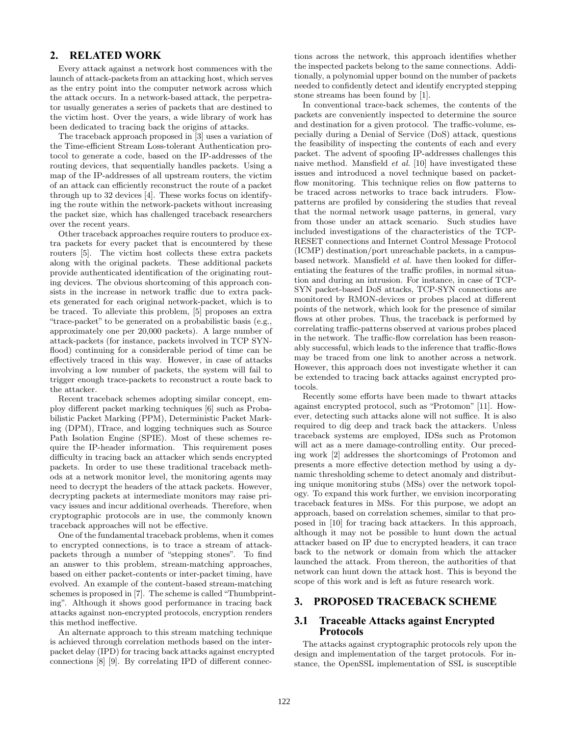## 2. RELATED WORK

Every attack against a network host commences with the launch of attack-packets from an attacking host, which serves as the entry point into the computer network across which the attack occurs. In a network-based attack, the perpetrator usually generates a series of packets that are destined to the victim host. Over the years, a wide library of work has been dedicated to tracing back the origins of attacks.

The traceback approach proposed in [3] uses a variation of the Time-efficient Stream Loss-tolerant Authentication protocol to generate a code, based on the IP-addresses of the routing devices, that sequentially handles packets. Using a map of the IP-addresses of all upstream routers, the victim of an attack can efficiently reconstruct the route of a packet through up to 32 devices [4]. These works focus on identifying the route within the network-packets without increasing the packet size, which has challenged traceback researchers over the recent years.

Other traceback approaches require routers to produce extra packets for every packet that is encountered by these routers [5]. The victim host collects these extra packets along with the original packets. These additional packets provide authenticated identification of the originating routing devices. The obvious shortcoming of this approach consists in the increase in network traffic due to extra packets generated for each original network-packet, which is to be traced. To alleviate this problem, [5] proposes an extra "trace-packet" to be generated on a probabilistic basis (e.g., approximately one per 20,000 packets). A large number of attack-packets (for instance, packets involved in TCP SYN-flood) continuing for a considerable period of time can be effectively traced in this way. However, in case of attacks involving a low number of packets, the system will fail to trigger enough trace-packets to reconstruct a route back to the attacker.

Recent traceback schemes adopting similar concept, employ different packet marking techniques [6] such as Probabilistic Packet Marking (PPM), Deterministic Packet Marking (DPM), ITrace, and logging techniques such as Source Path Isolation Engine (SPIE). Most of these schemes require the IP-header information. This requirement poses difficulty in tracing back an attacker which sends encrypted packets. In order to use these traditional traceback methods at a network monitor level, the monitoring agents may need to decrypt the headers of the attack packets. However, decrypting packets at intermediate monitors may raise privacy issues and incur additional overheads. Therefore, when cryptographic protocols are in use, the commonly known traceback approaches will not be effective.

One of the fundamental traceback problems, when it comes to encrypted connections, is to trace a stream of attack-packets through a number of "stepping stones". To find an answer to this problem, stream-matching approaches, based on either packet-contents or inter-packet timing, have evolved. An example of the content-based stream-matching schemes is proposed in [7]. The scheme is called "Thumbprinting". Although it shows good performance in tracing back attacks against non-encrypted protocols, encryption renders this method ineffective.

An alternate approach to this stream matching technique is achieved through correlation methods based on the inter-packet delay (IPD) for tracing back attacks against encrypted connections [8] [9]. By correlating IPD of different connections across the network, this approach identifies whether the inspected packets belong to the same connections. Additionally, a polynomial upper bound on the number of packets needed to confidently detect and identify encrypted stepping stone streams has been found by [1].

In conventional trace-back schemes, the contents of the packets are conveniently inspected to determine the source and destination for a given protocol. The traffic-volume, especially during a Denial of Service (DoS) attack, questions the feasibility of inspecting the contents of each and every packet. The advent of spoofing IP-addresses challenges this naive method. Mansfield *et al.* [10] have investigated these issues and introduced a novel technique based on packet-flow monitoring. This technique relies on flow patterns to be traced across networks to trace back intruders. Flow-patterns are profiled by considering the studies that reveal that the normal network usage patterns, in general, vary from those under an attack scenario. Such studies have included investigations of the characteristics of the TCP-RESET connections and Internet Control Message Protocol (ICMP) destination/port unreachable packets, in a campus-based network. Mansfield *et al.* have then looked for differentiating the features of the traffic profiles, in normal situation and during an intrusion. For instance, in case of TCP-SYN packet-based DoS attacks, TCP-SYN connections are monitored by RMON-devices or probes placed at different points of the network, which look for the presence of similar flows at other probes. Thus, the traceback is performed by correlating traffic-patterns observed at various probes placed in the network. The traffic-flow correlation has been reasonably successful, which leads to the inference that traffic-flows may be traced from one link to another across a network. However, this approach does not investigate whether it can be extended to tracing back attacks against encrypted protocols.

Recently some efforts have been made to thwart attacks against encrypted protocol, such as "Protomon" [11]. However, detecting such attacks alone will not suffice. It is also required to dig deep and track back the attackers. Unless traceback systems are employed, IDSs such as Protomon will act as a mere damage-controlling entity. Our preceding work [2] addresses the shortcomings of Protomon and presents a more effective detection method by using a dynamic thresholding scheme to detect anomaly and distributing unique monitoring stubs (MSs) over the network topology. To expand this work further, we envision incorporating traceback features in MSs. For this purpose, we adopt an approach, based on correlation schemes, similar to that proposed in [10] for tracing back attackers. In this approach, although it may not be possible to hunt down the actual attacker based on IP due to encrypted headers, it can trace back to the network or domain from which the attacker launched the attack. From thereon, the authorities of that network can hunt down the attack host. This is beyond the scope of this work and is left as future research work.

## 3. PROPOSED TRACEBACK SCHEME

### 3.1 Traceable Attacks against Encrypted Protocols

The attacks against cryptographic protocols rely upon the design and implementation of the target protocols. For instance, the OpenSSL implementation of SSL is susceptible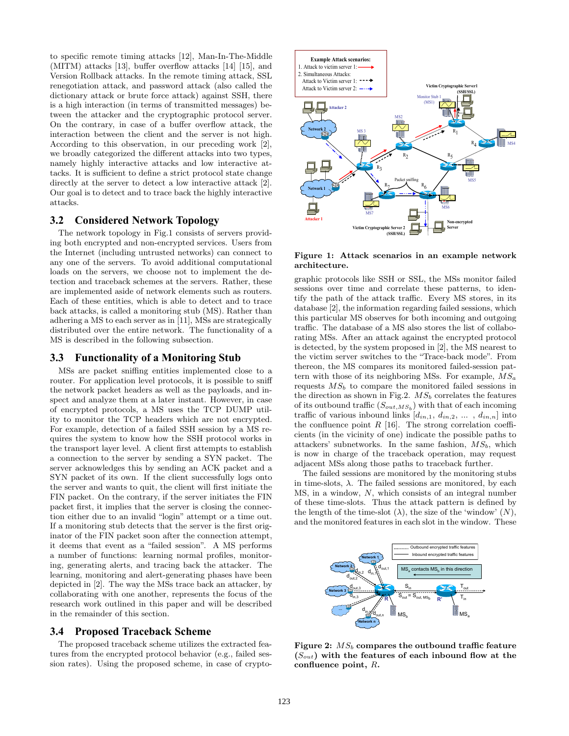to specific remote timing attacks [12], Man-In-The-Middle (MITM) attacks [13], buffer overflow attacks [14] [15], and Version Rollback attacks. In the remote timing attack, SSL renegotiation attack, and password attack (also called the dictionary attack or brute force attack) against SSH, there is a high interaction (in terms of transmitted messages) between the attacker and the cryptographic protocol server. On the contrary, in case of a buffer overflow attack, the interaction between the client and the server is not high. According to this observation, in our preceding work [2], we broadly categorized the different attacks into two types, namely highly interactive attacks and low interactive attacks. It is sufficient to define a strict protocol state change directly at the server to detect a low interactive attack [2]. Our goal is to detect and to trace back the highly interactive attacks.

## 3.2 Considered Network Topology

The network topology in Fig.1 consists of servers providing both encrypted and non-encrypted services. Users from the Internet (including untrusted networks) can connect to any one of the servers. To avoid additional computational loads on the servers, we choose not to implement the detection and traceback schemes at the servers. Rather, these are implemented aside of network elements such as routers. Each of these entities, which is able to detect and to trace back attacks, is called a monitoring stub (MS). Rather than adhering a MS to each server as in [11], MSs are strategically distributed over the entire network. The functionality of a MS is described in the following subsection.

## 3.3 Functionality of a Monitoring Stub

MSs are packet sniffing entities implemented close to a router. For application level protocols, it is possible to sniff the network packet headers as well as the payloads, and inspect and analyze them at a later instant. However, in case of encrypted protocols, a MS uses the TCP DUMP utility to monitor the TCP headers which are not encrypted. For example, detection of a failed SSH session by a MS requires the system to know how the SSH protocol works in the transport layer level. A client first attempts to establish a connection to the server by sending a SYN packet. The server acknowledges this by sending an ACK packet and a SYN packet of its own. If the client successfully logs onto the server and wants to quit, the client will first initiate the FIN packet. On the contrary, if the server initiates the FIN packet first, it implies that the server is closing the connection either due to an invalid "login" attempt or a time out. If a monitoring stub detects that the server is the first originator of the FIN packet soon after the connection attempt, it deems that event as a "failed session". A MS performs a number of functions: learning normal profiles, monitoring, generating alerts, and tracing back the attacker. The learning, monitoring and alert-generating phases have been depicted in [2]. The way the MSs trace back an attacker, by collaborating with one another, represents the focus of the research work outlined in this paper and will be described in the remainder of this section.

## 3.4 Proposed Traceback Scheme

The proposed traceback scheme utilizes the extracted features from the encrypted protocol behavior (e.g., failed session rates). Using the proposed scheme, in case of cryptographic protocols like SSH or SSL, the MSs monitor failed sessions over time and correlate these patterns, to identify the path of the attack traffic. Every MS stores, in its database [2], the information regarding failed sessions, which this particular MS observes for both incoming and outgoing traffic. The database of a MS also stores the list of collaborating MSs. After an attack against the encrypted protocol is detected, by the system proposed in [2], the MS nearest to the victim server switches to the "Trace-back mode". From thereon, the MS compares its monitored failed-session pattern with those of its neighboring MSs. For example, $MS_a$ requests $MS_b$ to compare the monitored failed sessions in the direction as shown in Fig.2. $MS_b$ correlates the features of its outbound traffic ($S_{out,MS_b}$) with that of each incoming traffic of various inbound links [$d_{in,1}$, $d_{in,2}$, ... , $d_{in,n}$] into the confluence point $R$ [16]. The strong correlation coefficients (in the vicinity of one) indicate the possible paths to attackers' subnetworks. In the same fashion, $MS_b$, which is now in charge of the traceback operation, may request adjacent MSs along those paths to traceback further.

The failed sessions are monitored by the monitoring stubs in time-slots, $\lambda$. The failed sessions are monitored, by each MS, in a window, $N$, which consists of an integral number of these time-slots. Thus the attack pattern is defined by the length of the time-slot ($\lambda$), the size of the 'window' ($N$), and the monitored features in each slot in the window. These

**Figure 1: Attack scenarios in an example network architecture.**

**Figure 2: $MS_b$ compares the outbound traffic feature ($S_{out}$) with the features of each inbound flow at the confluence point, $R$.**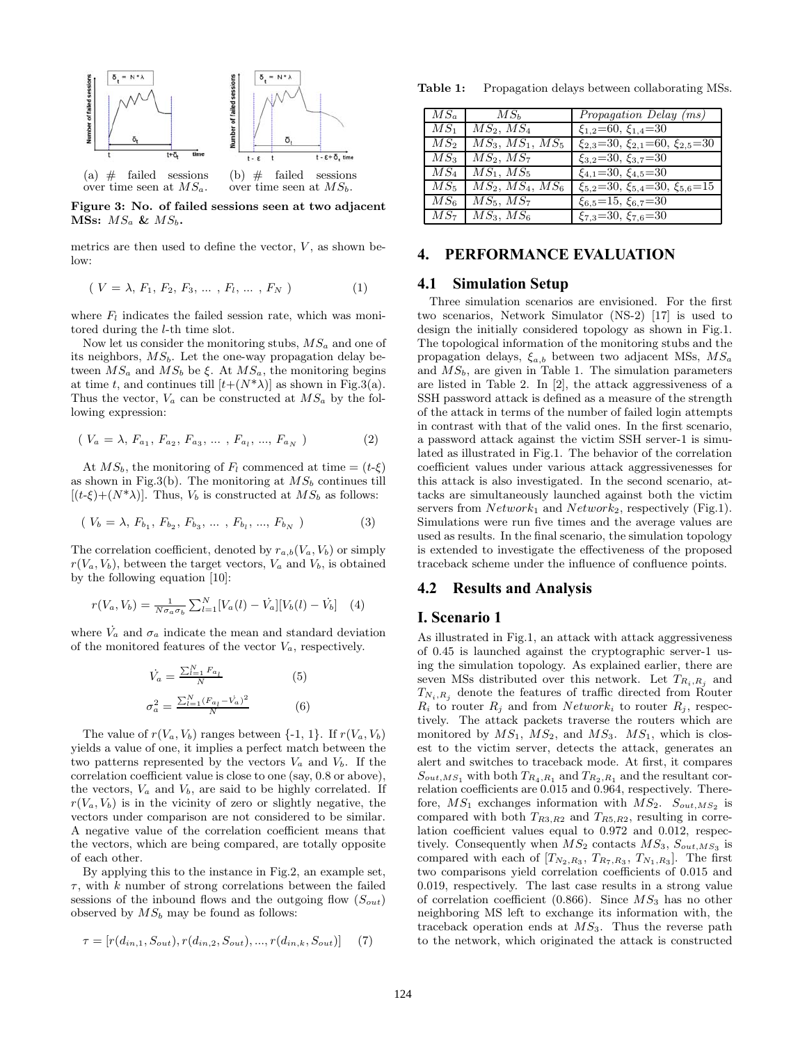(a) # failed sessions over time seen at $MS_a$.

(b) # failed sessions over time seen at $MS_b$.

**Figure 3: No. of failed sessions seen at two adjacent MSs:** $MS_a$ **&** $MS_b$**.**

metrics are then used to define the vector, $V$, as shown below:

$$( V = \lambda, F_1, F_2, F_3, \ldots , F_l, \ldots , F_N ) \quad (1)$$

where $F_l$ indicates the failed session rate, which was monitored during the $l$-th time slot.

Now let us consider the monitoring stubs, $MS_a$ and one of its neighbors, $MS_b$. Let the one-way propagation delay between $MS_a$ and $MS_b$ be $\xi$. At $MS_a$, the monitoring begins at time $t$, and continues till $[t+(N^*\lambda)]$ as shown in Fig.3(a). Thus the vector, $V_a$ can be constructed at $MS_a$ by the following expression:

$$( V_a = \lambda, F_{a_1}, F_{a_2}, F_{a_3}, \ldots , F_{a_l}, \ldots, F_{a_N} ) \quad (2)$$

At $MS_b$, the monitoring of $F_l$ commenced at time = $(t$-$\xi)$ as shown in Fig.3(b). The monitoring at $MS_b$ continues till $[(t$-$\xi)+(N^*\lambda)]$. Thus, $V_b$ is constructed at $MS_b$ as follows:

$$( V_b = \lambda, F_{b_1}, F_{b_2}, F_{b_3}, \ldots , F_{b_l}, \ldots, F_{b_N} ) \quad (3)$$

The correlation coefficient, denoted by $r_{a,b}(V_a, V_b)$ or simply $r(V_a, V_b)$, between the target vectors, $V_a$ and $V_b$, is obtained by the following equation [10]:

$$r(V_a, V_b) = \frac{1}{N\sigma_a\sigma_b}\sum_{l=1}^{N}[V_a(l) - \dot{V_a}][V_b(l) - \dot{V_b}] \quad (4)$$

where $\dot{V_a}$ and $\sigma_a$ indicate the mean and standard deviation of the monitored features of the vector $V_a$, respectively.

$$\dot{V_a} = \frac{\sum_{l=1}^{N} F_{a_l}}{N} \quad (5)$$

$$\sigma_a^2 = \frac{\sum_{l=1}^{N}(F_{a_l} - \dot{V_a})^2}{N} \quad (6)$$

The value of $r(V_a, V_b)$ ranges between {-1, 1}. If $r(V_a, V_b)$ yields a value of one, it implies a perfect match between the two patterns represented by the vectors $V_a$ and $V_b$. If the correlation coefficient value is close to one (say, 0.8 or above), the vectors, $V_a$ and $V_b$, are said to be highly correlated. If $r(V_a, V_b)$ is in the vicinity of zero or slightly negative, the vectors under comparison are not considered to be similar. A negative value of the correlation coefficient means that the vectors, which are being compared, are totally opposite of each other.

By applying this to the instance in Fig.2, an example set, $\tau$, with $k$ number of strong correlations between the failed sessions of the inbound flows and the outgoing flow ($S_{out}$) observed by $MS_b$ may be found as follows:

$$\tau = [r(d_{in,1}, S_{out}), r(d_{in,2}, S_{out}), \ldots, r(d_{in,k}, S_{out})] \quad (7)$$

**Table 1:** Propagation delays between collaborating MSs.

| $MS_a$ | $MS_b$ | *Propagation Delay (ms)* |
|---|---|---|
| $MS_1$ | $MS_2$, $MS_4$ | $\xi_{1,2}$=60, $\xi_{1,4}$=30 |
| $MS_2$ | $MS_3$, $MS_1$, $MS_5$ | $\xi_{2,3}$=30, $\xi_{2,1}$=60, $\xi_{2,5}$=30 |
| $MS_3$ | $MS_2$, $MS_7$ | $\xi_{3,2}$=30, $\xi_{3,7}$=30 |
| $MS_4$ | $MS_1$, $MS_5$ | $\xi_{4,1}$=30, $\xi_{4,5}$=30 |
| $MS_5$ | $MS_2$, $MS_4$, $MS_6$ | $\xi_{5,2}$=30, $\xi_{5,4}$=30, $\xi_{5,6}$=15 |
| $MS_6$ | $MS_5$, $MS_7$ | $\xi_{6,5}$=15, $\xi_{6,7}$=30 |
| $MS_7$ | $MS_3$, $MS_6$ | $\xi_{7,3}$=30, $\xi_{7,6}$=30 |

## 4. PERFORMANCE EVALUATION

### 4.1 Simulation Setup

Three simulation scenarios are envisioned. For the first two scenarios, Network Simulator (NS-2) [17] is used to design the initially considered topology as shown in Fig.1. The topological information of the monitoring stubs and the propagation delays, $\xi_{a,b}$ between two adjacent MSs, $MS_a$ and $MS_b$, are given in Table 1. The simulation parameters are listed in Table 2. In [2], the attack aggressiveness of a SSH password attack is defined as a measure of the strength of the attack in terms of the number of failed login attempts in contrast with that of the valid ones. In the first scenario, a password attack against the victim SSH server-1 is simulated as illustrated in Fig.1. The behavior of the correlation coefficient values under various attack aggressivenesses for this attack is also investigated. In the second scenario, attacks are simultaneously launched against both the victim servers from $Network_1$ and $Network_2$, respectively (Fig.1). Simulations were run five times and the average values are used as results. In the final scenario, the simulation topology is extended to investigate the effectiveness of the proposed traceback scheme under the influence of confluence points.

### 4.2 Results and Analysis

### I. Scenario 1

As illustrated in Fig.1, an attack with attack aggressiveness of 0.45 is launched against the cryptographic server-1 using the simulation topology. As explained earlier, there are seven MSs distributed over this network. Let $T_{R_i,R_j}$ and $T_{N_i,R_j}$ denote the features of traffic directed from Router $R_i$ to router $R_j$ and from $Network_i$ to router $R_j$, respectively. The attack packets traverse the routers which are monitored by $MS_1$, $MS_2$, and $MS_3$. $MS_1$, which is closest to the victim server, detects the attack, generates an alert and switches to traceback mode. At first, it compares $S_{out,MS_1}$ with both $T_{R_4,R_1}$ and $T_{R_2,R_1}$ and the resultant correlation coefficients are 0.015 and 0.964, respectively. Therefore, $MS_1$ exchanges information with $MS_2$. $S_{out,MS_2}$ is compared with both $T_{R3,R2}$ and $T_{R5,R2}$, resulting in correlation coefficient values equal to 0.972 and 0.012, respectively. Consequently when $MS_2$ contacts $MS_3$, $S_{out,MS_3}$ is compared with each of $[T_{N_2,R_3}, T_{R_7,R_3}, T_{N_1,R_3}]$. The first two comparisons yield correlation coefficients of 0.015 and 0.019, respectively. The last case results in a strong value of correlation coefficient (0.866). Since $MS_3$ has no other neighboring MS left to exchange its information with, the traceback operation ends at $MS_3$. Thus the reverse path to the network, which originated the attack is constructed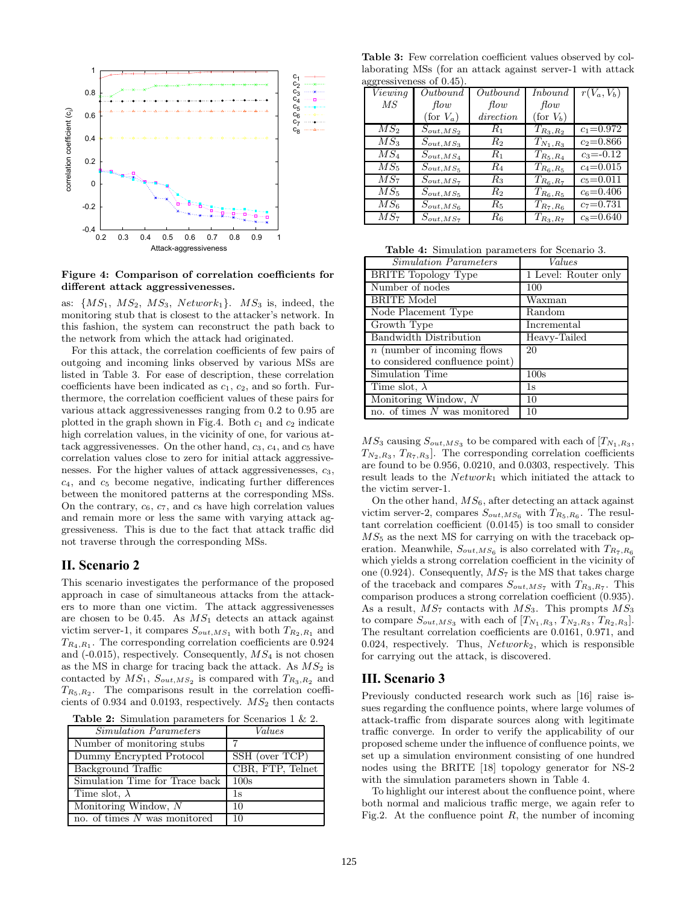**Figure 4: Comparison of correlation coefficients for different attack aggressivenesses.**

as: $\{MS_1, MS_2, MS_3, Network_1\}$. $MS_3$ is, indeed, the monitoring stub that is closest to the attacker's network. In this fashion, the system can reconstruct the path back to the network from which the attack had originated.

For this attack, the correlation coefficients of few pairs of outgoing and incoming links observed by various MSs are listed in Table 3. For ease of description, these correlation coefficients have been indicated as $c_1$, $c_2$, and so forth. Furthermore, the correlation coefficient values of these pairs for various attack aggressivenesses ranging from 0.2 to 0.95 are plotted in the graph shown in Fig.4. Both $c_1$ and $c_2$ indicate high correlation values, in the vicinity of one, for various attack aggressivenesses. On the other hand, $c_3$, $c_4$, and $c_5$ have correlation values close to zero for initial attack aggressivenesses. For the higher values of attack aggressivenesses, $c_3$, $c_4$, and $c_5$ become negative, indicating further differences between the monitored patterns at the corresponding MSs. On the contrary, $c_6$, $c_7$, and $c_8$ have high correlation values and remain more or less the same with varying attack aggressiveness. This is due to the fact that attack traffic did not traverse through the corresponding MSs.

## II. Scenario 2

This scenario investigates the performance of the proposed approach in case of simultaneous attacks from the attackers to more than one victim. The attack aggressivenesses are chosen to be 0.45. As $MS_1$ detects an attack against victim server-1, it compares $S_{out,MS_1}$ with both $T_{R_2,R_1}$ and $T_{R_4,R_1}$. The corresponding correlation coefficients are 0.924 and (-0.015), respectively. Consequently, $MS_4$ is not chosen as the MS in charge for tracing back the attack. As $MS_2$ is contacted by $MS_1$, $S_{out,MS_2}$ is compared with $T_{R_3,R_2}$ and $T_{R_5,R_2}$. The comparisons result in the correlation coefficients of 0.934 and 0.0193, respectively. $MS_2$ then contacts

**Table 2:** Simulation parameters for Scenarios 1 & 2.

| *Simulation Parameters* | *Values* |
|---|---|
| Number of monitoring stubs | 7 |
| Dummy Encrypted Protocol | SSH (over TCP) |
| Background Traffic | CBR, FTP, Telnet |
| Simulation Time for Trace back | 100s |
| Time slot, $\lambda$ | 1s |
| Monitoring Window, $N$ | 10 |
| no. of times $N$ was monitored | 10 |

**Table 3:** Few correlation coefficient values observed by collaborating MSs (for an attack against server-1 with attack aggressiveness of 0.45).

| *Viewing MS* | *Outbound flow* (for $V_a$) | *Outbound flow direction* | *Inbound flow* (for $V_b$) | $r(V_a, V_b)$ |
|---|---|---|---|---|
| $MS_2$ | $S_{out,MS_2}$ | $R_1$ | $T_{R_3,R_2}$ | $c_1$=0.972 |
| $MS_3$ | $S_{out,MS_3}$ | $R_2$ | $T_{N_1,R_3}$ | $c_2$=0.866 |
| $MS_4$ | $S_{out,MS_4}$ | $R_1$ | $T_{R_5,R_4}$ | $c_3$=-0.12 |
| $MS_5$ | $S_{out,MS_5}$ | $R_4$ | $T_{R_6,R_5}$ | $c_4$=0.015 |
| $MS_7$ | $S_{out,MS_7}$ | $R_3$ | $T_{R_6,R_7}$ | $c_5$=0.011 |
| $MS_5$ | $S_{out,MS_5}$ | $R_2$ | $T_{R_6,R_5}$ | $c_6$=0.406 |
| $MS_6$ | $S_{out,MS_6}$ | $R_5$ | $T_{R_7,R_6}$ | $c_7$=0.731 |
| $MS_7$ | $S_{out,MS_7}$ | $R_6$ | $T_{R_3,R_7}$ | $c_8$=0.640 |

**Table 4:** Simulation parameters for Scenario 3.

| *Simulation Parameters* | *Values* |
|---|---|
| BRITE Topology Type | 1 Level: Router only |
| Number of nodes | 100 |
| BRITE Model | Waxman |
| Node Placement Type | Random |
| Growth Type | Incremental |
| Bandwidth Distribution | Heavy-Tailed |
| $n$ (number of incoming flows to considered confluence point) | 20 |
| Simulation Time | 100s |
| Time slot, $\lambda$ | 1s |
| Monitoring Window, $N$ | 10 |
| no. of times $N$ was monitored | 10 |

$MS_3$ causing $S_{out,MS_3}$ to be compared with each of [$T_{N_1,R_3}$, $T_{N_2,R_3}$, $T_{R_7,R_3}$]. The corresponding correlation coefficients are found to be 0.956, 0.0210, and 0.0303, respectively. This result leads to the $Network_1$ which initiated the attack to the victim server-1.

On the other hand, $MS_6$, after detecting an attack against victim server-2, compares $S_{out,MS_6}$ with $T_{R_5,R_6}$. The resultant correlation coefficient (0.0145) is too small to consider $MS_5$ as the next MS for carrying on with the traceback operation. Meanwhile, $S_{out,MS_6}$ is also correlated with $T_{R_7,R_6}$ which yields a strong correlation coefficient in the vicinity of one (0.924). Consequently, $MS_7$ is the MS that takes charge of the traceback and compares $S_{out,MS_7}$ with $T_{R_3,R_7}$. This comparison produces a strong correlation coefficient (0.935). As a result, $MS_7$ contacts with $MS_3$. This prompts $MS_3$ to compare $S_{out,MS_3}$ with each of [$T_{N_1,R_3}$, $T_{N_2,R_3}$, $T_{R_2,R_3}$]. The resultant correlation coefficients are 0.0161, 0.971, and 0.024, respectively. Thus, $Network_2$, which is responsible for carrying out the attack, is discovered.

## III. Scenario 3

Previously conducted research work such as [16] raise issues regarding the confluence points, where large volumes of attack-traffic from disparate sources along with legitimate traffic converge. In order to verify the applicability of our proposed scheme under the influence of confluence points, we set up a simulation environment consisting of one hundred nodes using the BRITE [18] topology generator for NS-2 with the simulation parameters shown in Table 4.

To highlight our interest about the confluence point, where both normal and malicious traffic merge, we again refer to Fig.2. At the confluence point $R$, the number of incoming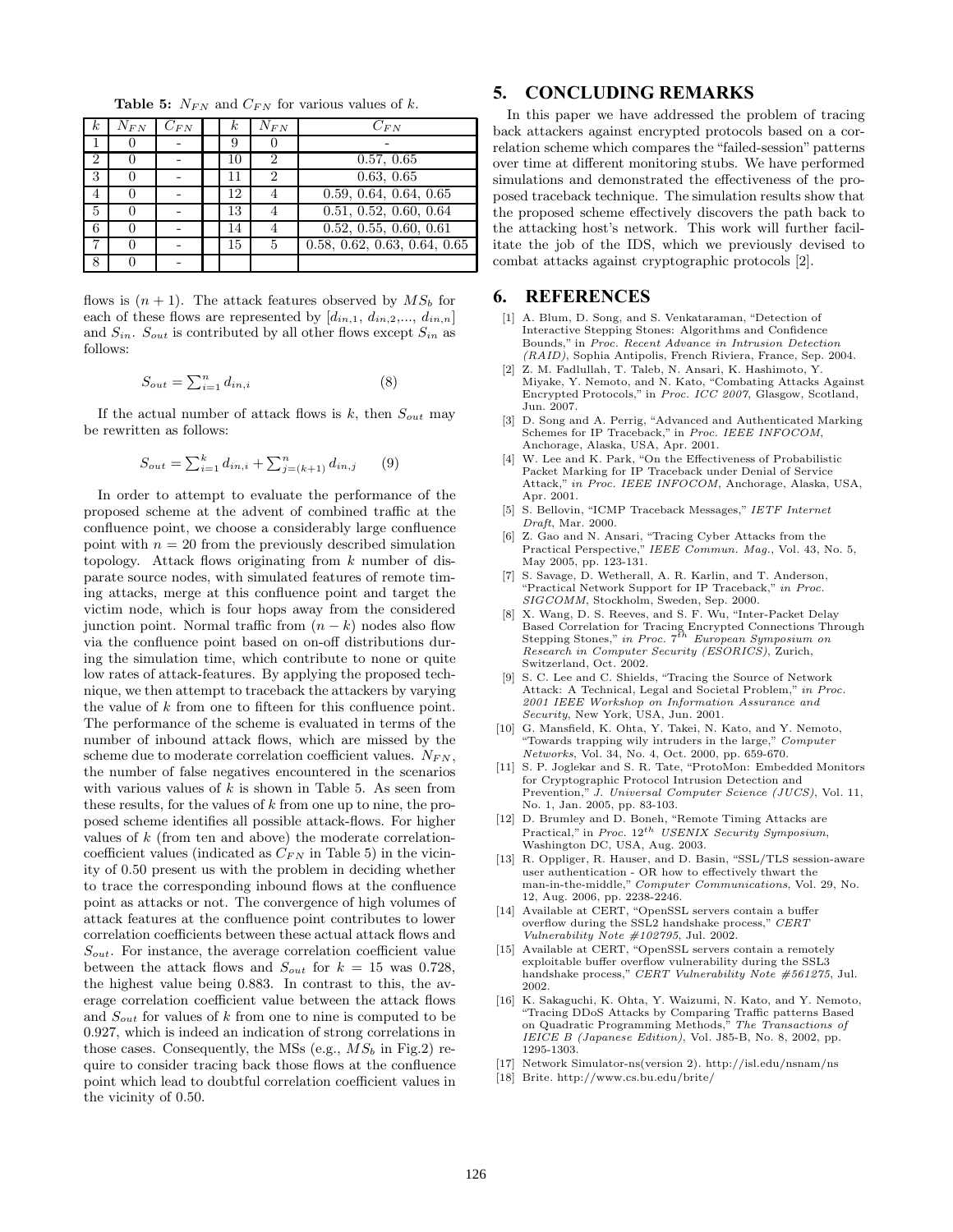**Table 5:** $N_{FN}$ and $C_{FN}$ for various values of $k$.

| $k$ | $N_{FN}$ | $C_{FN}$ | | $k$ | $N_{FN}$ | $C_{FN}$ |
|---|---|---|---|---|---|---|
| 1 | 0 | - | | 9 | 0 | - |
| 2 | 0 | - | | 10 | 2 | 0.57, 0.65 |
| 3 | 0 | - | | 11 | 2 | 0.63, 0.65 |
| 4 | 0 | - | | 12 | 4 | 0.59, 0.64, 0.64, 0.65 |
| 5 | 0 | - | | 13 | 4 | 0.51, 0.52, 0.60, 0.64 |
| 6 | 0 | - | | 14 | 4 | 0.52, 0.55, 0.60, 0.61 |
| 7 | 0 | - | | 15 | 5 | 0.58, 0.62, 0.63, 0.64, 0.65 |
| 8 | 0 | - | | | | |

flows is $(n + 1)$. The attack features observed by $MS_b$ for each of these flows are represented by $[d_{in,1}, d_{in,2}, ..., d_{in,n}]$ and $S_{in}$. $S_{out}$ is contributed by all other flows except $S_{in}$ as follows:

$$S_{out} = \sum_{i=1}^{n} d_{in,i} \tag{8}$$

If the actual number of attack flows is $k$, then $S_{out}$ may be rewritten as follows:

$$S_{out} = \sum_{i=1}^{k} d_{in,i} + \sum_{j=(k+1)}^{n} d_{in,j} \tag{9}$$

In order to attempt to evaluate the performance of the proposed scheme at the advent of combined traffic at the confluence point, we choose a considerably large confluence point with $n = 20$ from the previously described simulation topology. Attack flows originating from $k$ number of disparate source nodes, with simulated features of remote timing attacks, merge at this confluence point and target the victim node, which is four hops away from the considered junction point. Normal traffic from $(n - k)$ nodes also flow via the confluence point based on on-off distributions during the simulation time, which contribute to none or quite low rates of attack-features. By applying the proposed technique, we then attempt to traceback the attackers by varying the value of $k$ from one to fifteen for this confluence point. The performance of the scheme is evaluated in terms of the number of inbound attack flows, which are missed by the scheme due to moderate correlation coefficient values. $N_{FN}$, the number of false negatives encountered in the scenarios with various values of $k$ is shown in Table 5. As seen from these results, for the values of $k$ from one up to nine, the proposed scheme identifies all possible attack-flows. For higher values of $k$ (from ten and above) the moderate correlation-coefficient values (indicated as $C_{FN}$ in Table 5) in the vicinity of 0.50 present us with the problem in deciding whether to trace the corresponding inbound flows at the confluence point as attacks or not. The convergence of high volumes of attack features at the confluence point contributes to lower correlation coefficients between these actual attack flows and $S_{out}$. For instance, the average correlation coefficient value between the attack flows and $S_{out}$ for $k = 15$ was 0.728, the highest value being 0.883. In contrast to this, the average correlation coefficient value between the attack flows and $S_{out}$ for values of $k$ from one to nine is computed to be 0.927, which is indeed an indication of strong correlations in those cases. Consequently, the MSs (e.g., $MS_b$ in Fig.2) require to consider tracing back those flows at the confluence point which lead to doubtful correlation coefficient values in the vicinity of 0.50.

# 5. CONCLUDING REMARKS

In this paper we have addressed the problem of tracing back attackers against encrypted protocols based on a correlation scheme which compares the "failed-session" patterns over time at different monitoring stubs. We have performed simulations and demonstrated the effectiveness of the proposed traceback technique. The simulation results show that the proposed scheme effectively discovers the path back to the attacking host's network. This work will further facilitate the job of the IDS, which we previously devised to combat attacks against cryptographic protocols [2].

# 6. REFERENCES

[1] A. Blum, D. Song, and S. Venkataraman, "Detection of Interactive Stepping Stones: Algorithms and Confidence Bounds," in *Proc. Recent Advance in Intrusion Detection (RAID)*, Sophia Antipolis, French Riviera, France, Sep. 2004.

[2] Z. M. Fadlullah, T. Taleb, N. Ansari, K. Hashimoto, Y. Miyake, Y. Nemoto, and N. Kato, "Combating Attacks Against Encrypted Protocols," in *Proc. ICC 2007*, Glasgow, Scotland, Jun. 2007.

[3] D. Song and A. Perrig, "Advanced and Authenticated Marking Schemes for IP Traceback," in *Proc. IEEE INFOCOM*, Anchorage, Alaska, USA, Apr. 2001.

[4] W. Lee and K. Park, "On the Effectiveness of Probabilistic Packet Marking for IP Traceback under Denial of Service Attack," *in Proc. IEEE INFOCOM*, Anchorage, Alaska, USA, Apr. 2001.

[5] S. Bellovin, "ICMP Traceback Messages," *IETF Internet Draft*, Mar. 2000.

[6] Z. Gao and N. Ansari, "Tracing Cyber Attacks from the Practical Perspective," *IEEE Commun. Mag.*, Vol. 43, No. 5, May 2005, pp. 123-131.

[7] S. Savage, D. Wetherall, A. R. Karlin, and T. Anderson, "Practical Network Support for IP Traceback," *in Proc. SIGCOMM*, Stockholm, Sweden, Sep. 2000.

[8] X. Wang, D. S. Reeves, and S. F. Wu, "Inter-Packet Delay Based Correlation for Tracing Encrypted Connections Through Stepping Stones," *in Proc. 7$^{th}$ European Symposium on Research in Computer Security (ESORICS)*, Zurich, Switzerland, Oct. 2002.

[9] S. C. Lee and C. Shields, "Tracing the Source of Network Attack: A Technical, Legal and Societal Problem," *in Proc. 2001 IEEE Workshop on Information Assurance and Security*, New York, USA, Jun. 2001.

[10] G. Mansfield, K. Ohta, Y. Takei, N. Kato, and Y. Nemoto, "Towards trapping wily intruders in the large," *Computer Networks*, Vol. 34, No. 4, Oct. 2000, pp. 659-670.

[11] S. P. Joglekar and S. R. Tate, "ProtoMon: Embedded Monitors for Cryptographic Protocol Intrusion Detection and Prevention," *J. Universal Computer Science (JUCS)*, Vol. 11, No. 1, Jan. 2005, pp. 83-103.

[12] D. Brumley and D. Boneh, "Remote Timing Attacks are Practical," in *Proc. 12$^{th}$ USENIX Security Symposium*, Washington DC, USA, Aug. 2003.

[13] R. Oppliger, R. Hauser, and D. Basin, "SSL/TLS session-aware user authentication - OR how to effectively thwart the man-in-the-middle," *Computer Communications*, Vol. 29, No. 12, Aug. 2006, pp. 2238-2246.

[14] Available at CERT, "OpenSSL servers contain a buffer overflow during the SSL2 handshake process," *CERT Vulnerability Note #102795*, Jul. 2002.

[15] Available at CERT, "OpenSSL servers contain a remotely exploitable buffer overflow vulnerability during the SSL3 handshake process," *CERT Vulnerability Note #561275*, Jul. 2002.

[16] K. Sakaguchi, K. Ohta, Y. Waizumi, N. Kato, and Y. Nemoto, "Tracing DDoS Attacks by Comparing Traffic patterns Based on Quadratic Programming Methods," *The Transactions of IEICE B (Japanese Edition)*, Vol. J85-B, No. 8, 2002, pp. 1295-1303.

[17] Network Simulator-ns(version 2). http://isl.edu/nsnam/ns

[18] Brite. http://www.cs.bu.edu/brite/